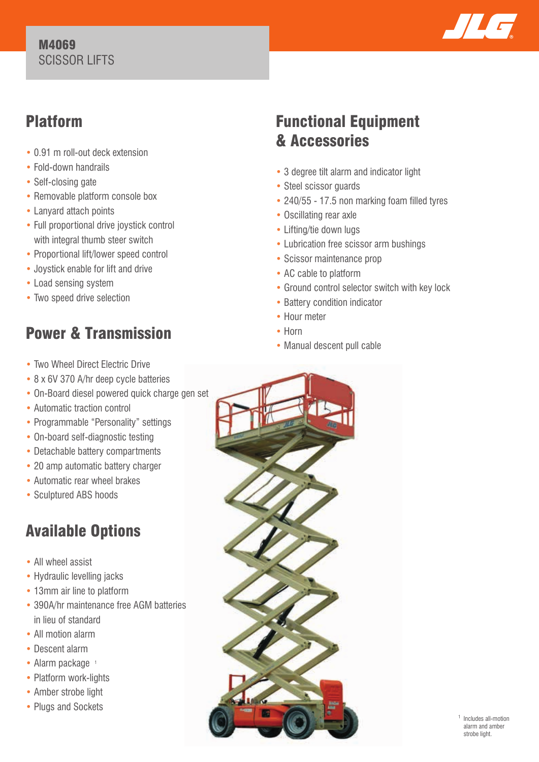# M4069
SCISSOR LIFTS

## Platform

- 0.91 m roll-out deck extension
- Fold-down handrails
- Self-closing gate
- Removable platform console box
- Lanyard attach points
- Full proportional drive joystick control with integral thumb steer switch
- Proportional lift/lower speed control
- Joystick enable for lift and drive
- Load sensing system
- Two speed drive selection

## Power & Transmission

- Two Wheel Direct Electric Drive
- 8 x 6V 370 A/hr deep cycle batteries
- On-Board diesel powered quick charge gen set
- Automatic traction control
- Programmable "Personality" settings
- On-board self-diagnostic testing
- Detachable battery compartments
- 20 amp automatic battery charger
- Automatic rear wheel brakes
- Sculptured ABS hoods

## Available Options

- All wheel assist
- Hydraulic levelling jacks
- 13mm air line to platform
- 390A/hr maintenance free AGM batteries in lieu of standard
- All motion alarm
- Descent alarm
- Alarm package [1]
- Platform work-lights
- Amber strobe light
- Plugs and Sockets

## Functional Equipment & Accessories

- 3 degree tilt alarm and indicator light
- Steel scissor guards
- 240/55 - 17.5 non marking foam filled tyres
- Oscillating rear axle
- Lifting/tie down lugs
- Lubrication free scissor arm bushings
- Scissor maintenance prop
- AC cable to platform
- Ground control selector switch with key lock
- Battery condition indicator
- Hour meter
- Horn
- Manual descent pull cable

[1] Includes all-motion alarm and amber strobe light.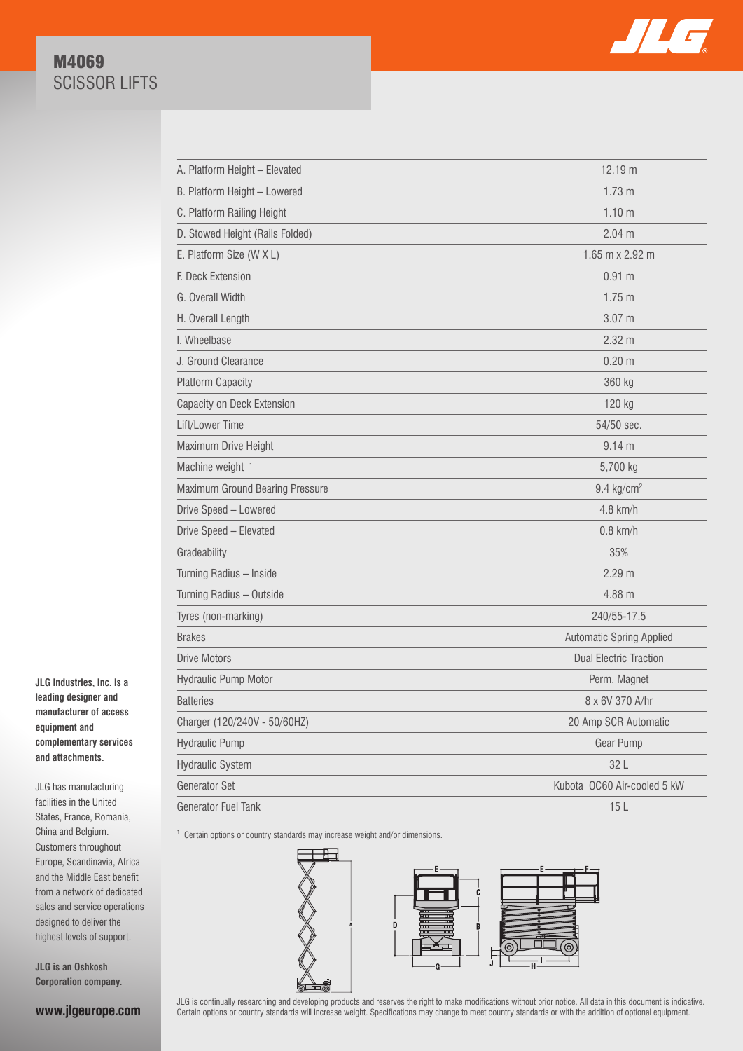# M4069
## SCISSOR LIFTS

JLG

| | |
|---|---|
| A. Platform Height – Elevated | 12.19 m |
| B. Platform Height – Lowered | 1.73 m |
| C. Platform Railing Height | 1.10 m |
| D. Stowed Height (Rails Folded) | 2.04 m |
| E. Platform Size (W X L) | 1.65 m x 2.92 m |
| F. Deck Extension | 0.91 m |
| G. Overall Width | 1.75 m |
| H. Overall Length | 3.07 m |
| I. Wheelbase | 2.32 m |
| J. Ground Clearance | 0.20 m |
| Platform Capacity | 360 kg |
| Capacity on Deck Extension | 120 kg |
| Lift/Lower Time | 54/50 sec. |
| Maximum Drive Height | 9.14 m |
| Machine weight [1] | 5,700 kg |
| Maximum Ground Bearing Pressure | 9.4 kg/cm$^2$ |
| Drive Speed – Lowered | 4.8 km/h |
| Drive Speed – Elevated | 0.8 km/h |
| Gradeability | 35% |
| Turning Radius – Inside | 2.29 m |
| Turning Radius – Outside | 4.88 m |
| Tyres (non-marking) | 240/55-17.5 |
| Brakes | Automatic Spring Applied |
| Drive Motors | Dual Electric Traction |
| Hydraulic Pump Motor | Perm. Magnet |
| Batteries | 8 x 6V 370 A/hr |
| Charger (120/240V - 50/60HZ) | 20 Amp SCR Automatic |
| Hydraulic Pump | Gear Pump |
| Hydraulic System | 32 L |
| Generator Set | Kubota OC60 Air-cooled 5 kW |
| Generator Fuel Tank | 15 L |

[1] Certain options or country standards may increase weight and/or dimensions.

**JLG Industries, Inc. is a leading designer and manufacturer of access equipment and complementary services and attachments.**

JLG has manufacturing facilities in the United States, France, Romania, China and Belgium. Customers throughout Europe, Scandinavia, Africa and the Middle East benefit from a network of dedicated sales and service operations designed to deliver the highest levels of support.

**JLG is an Oshkosh Corporation company.**

**www.jlgeurope.com**

JLG is continually researching and developing products and reserves the right to make modifications without prior notice. All data in this document is indicative. Certain options or country standards will increase weight. Specifications may change to meet country standards or with the addition of optional equipment.